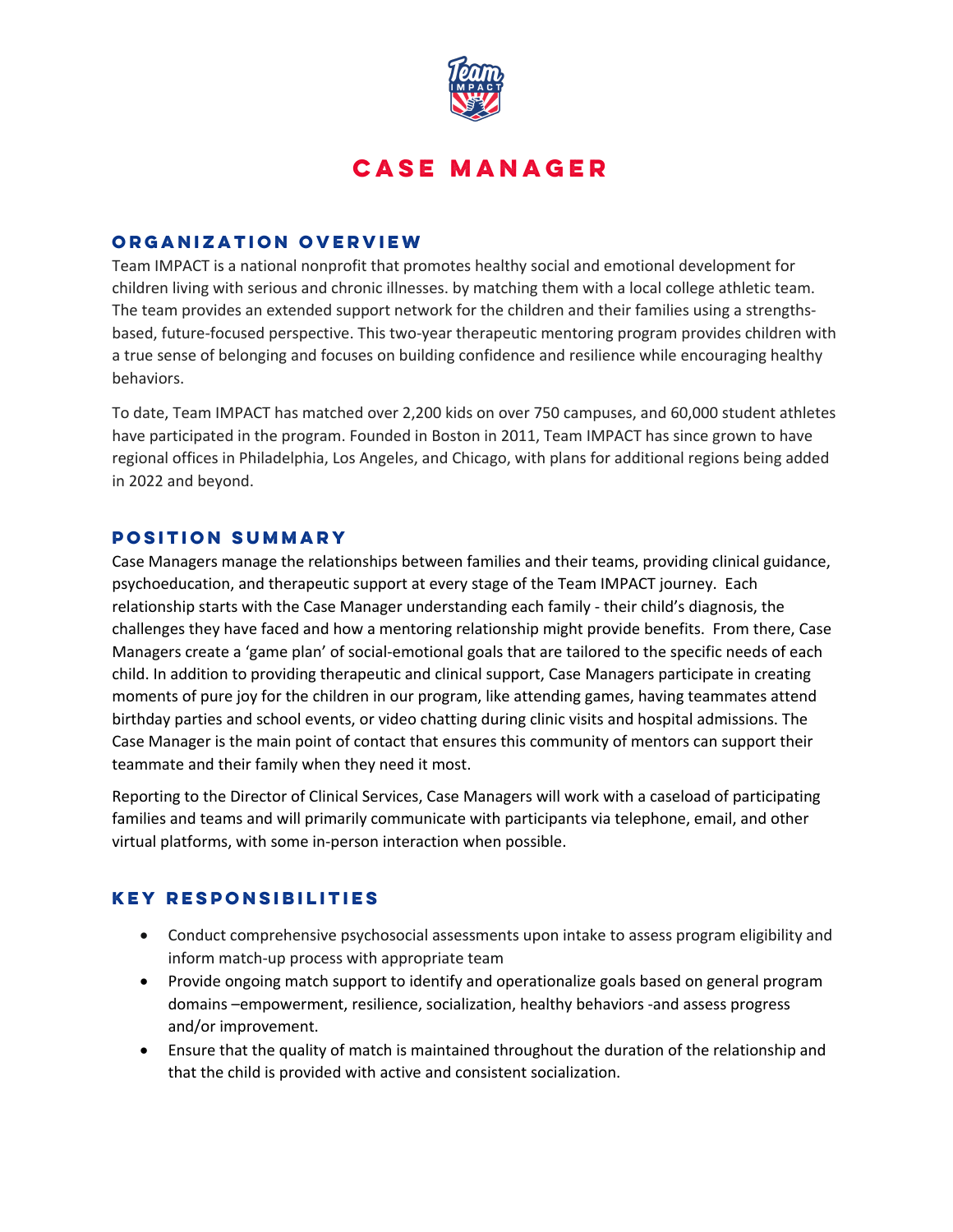# CASE MANAGER

## ORGANIZATION OVERVIEW

Team IMPACT is a national nonprofit that promotes healthy social and emotional development for children living with serious and chronic illnesses. by matching them with a local college athletic team. The team provides an extended support network for the children and their families using a strengths-based, future-focused perspective. This two-year therapeutic mentoring program provides children with a true sense of belonging and focuses on building confidence and resilience while encouraging healthy behaviors.

To date, Team IMPACT has matched over 2,200 kids on over 750 campuses, and 60,000 student athletes have participated in the program. Founded in Boston in 2011, Team IMPACT has since grown to have regional offices in Philadelphia, Los Angeles, and Chicago, with plans for additional regions being added in 2022 and beyond.

## POSITION SUMMARY

Case Managers manage the relationships between families and their teams, providing clinical guidance, psychoeducation, and therapeutic support at every stage of the Team IMPACT journey. Each relationship starts with the Case Manager understanding each family - their child's diagnosis, the challenges they have faced and how a mentoring relationship might provide benefits. From there, Case Managers create a 'game plan' of social-emotional goals that are tailored to the specific needs of each child. In addition to providing therapeutic and clinical support, Case Managers participate in creating moments of pure joy for the children in our program, like attending games, having teammates attend birthday parties and school events, or video chatting during clinic visits and hospital admissions. The Case Manager is the main point of contact that ensures this community of mentors can support their teammate and their family when they need it most.

Reporting to the Director of Clinical Services, Case Managers will work with a caseload of participating families and teams and will primarily communicate with participants via telephone, email, and other virtual platforms, with some in-person interaction when possible.

## KEY RESPONSIBILITIES

- Conduct comprehensive psychosocial assessments upon intake to assess program eligibility and inform match-up process with appropriate team
- Provide ongoing match support to identify and operationalize goals based on general program domains –empowerment, resilience, socialization, healthy behaviors -and assess progress and/or improvement.
- Ensure that the quality of match is maintained throughout the duration of the relationship and that the child is provided with active and consistent socialization.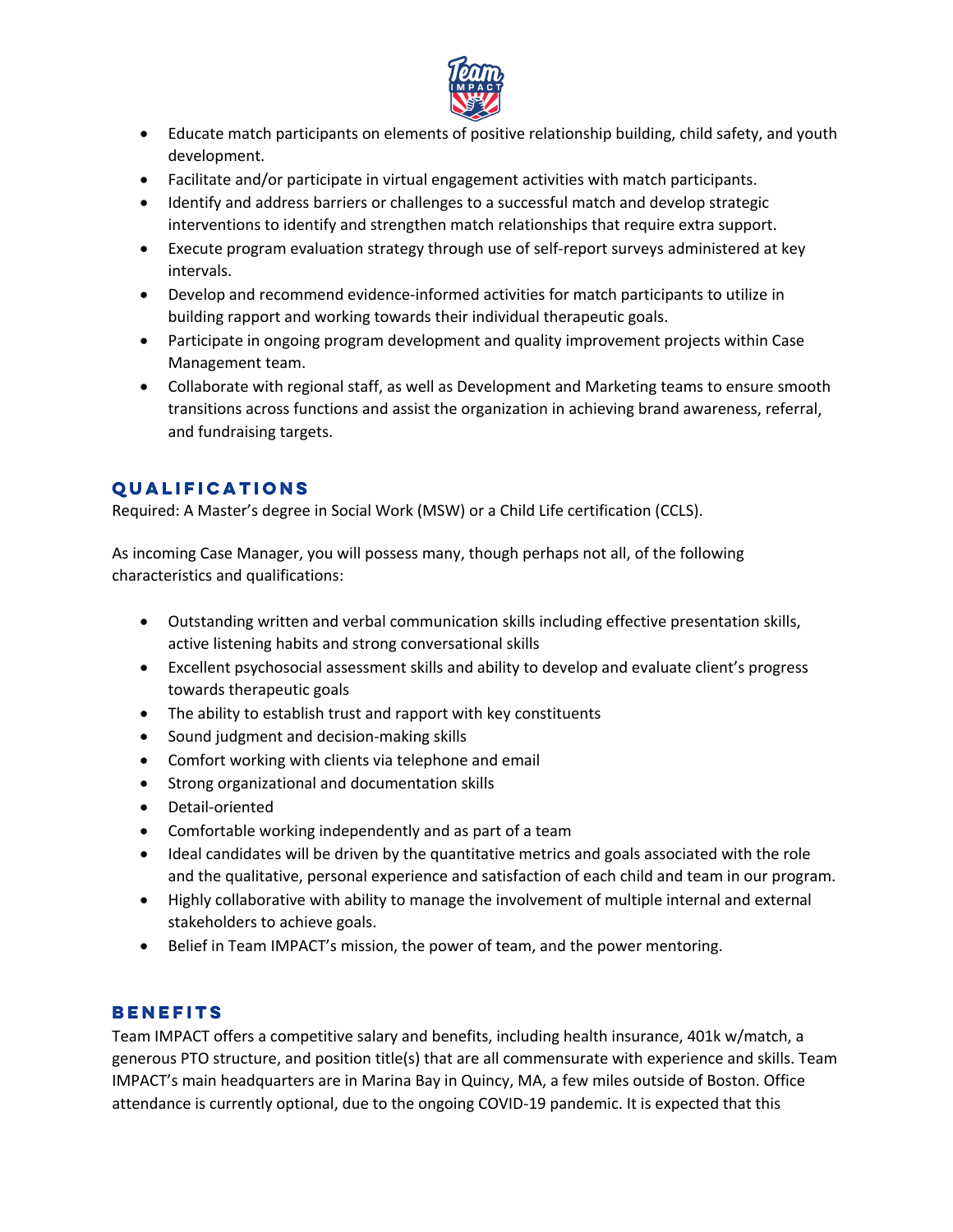- Educate match participants on elements of positive relationship building, child safety, and youth development.
- Facilitate and/or participate in virtual engagement activities with match participants.
- Identify and address barriers or challenges to a successful match and develop strategic interventions to identify and strengthen match relationships that require extra support.
- Execute program evaluation strategy through use of self-report surveys administered at key intervals.
- Develop and recommend evidence-informed activities for match participants to utilize in building rapport and working towards their individual therapeutic goals.
- Participate in ongoing program development and quality improvement projects within Case Management team.
- Collaborate with regional staff, as well as Development and Marketing teams to ensure smooth transitions across functions and assist the organization in achieving brand awareness, referral, and fundraising targets.

## QUALIFICATIONS

Required: A Master's degree in Social Work (MSW) or a Child Life certification (CCLS).

As incoming Case Manager, you will possess many, though perhaps not all, of the following characteristics and qualifications:

- Outstanding written and verbal communication skills including effective presentation skills, active listening habits and strong conversational skills
- Excellent psychosocial assessment skills and ability to develop and evaluate client's progress towards therapeutic goals
- The ability to establish trust and rapport with key constituents
- Sound judgment and decision-making skills
- Comfort working with clients via telephone and email
- Strong organizational and documentation skills
- Detail-oriented
- Comfortable working independently and as part of a team
- Ideal candidates will be driven by the quantitative metrics and goals associated with the role and the qualitative, personal experience and satisfaction of each child and team in our program.
- Highly collaborative with ability to manage the involvement of multiple internal and external stakeholders to achieve goals.
- Belief in Team IMPACT's mission, the power of team, and the power mentoring.

## BENEFITS

Team IMPACT offers a competitive salary and benefits, including health insurance, 401k w/match, a generous PTO structure, and position title(s) that are all commensurate with experience and skills. Team IMPACT's main headquarters are in Marina Bay in Quincy, MA, a few miles outside of Boston. Office attendance is currently optional, due to the ongoing COVID-19 pandemic. It is expected that this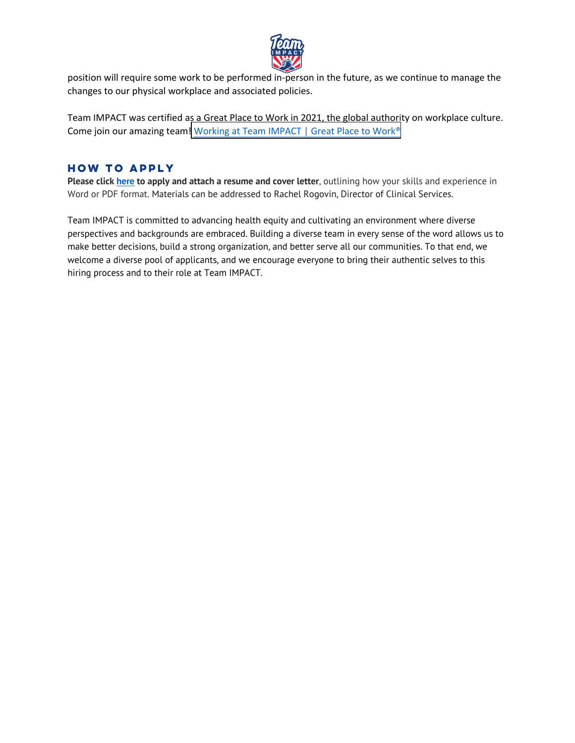position will require some work to be performed in-person in the future, as we continue to manage the changes to our physical workplace and associated policies.

Team IMPACT was certified as a Great Place to Work in 2021, the global authority on workplace culture. Come join our amazing team! Working at Team IMPACT | Great Place to Work®

## HOW TO APPLY

**Please click here to apply and attach a resume and cover letter**, outlining how your skills and experience in Word or PDF format. Materials can be addressed to Rachel Rogovin, Director of Clinical Services.

Team IMPACT is committed to advancing health equity and cultivating an environment where diverse perspectives and backgrounds are embraced. Building a diverse team in every sense of the word allows us to make better decisions, build a strong organization, and better serve all our communities. To that end, we welcome a diverse pool of applicants, and we encourage everyone to bring their authentic selves to this hiring process and to their role at Team IMPACT.